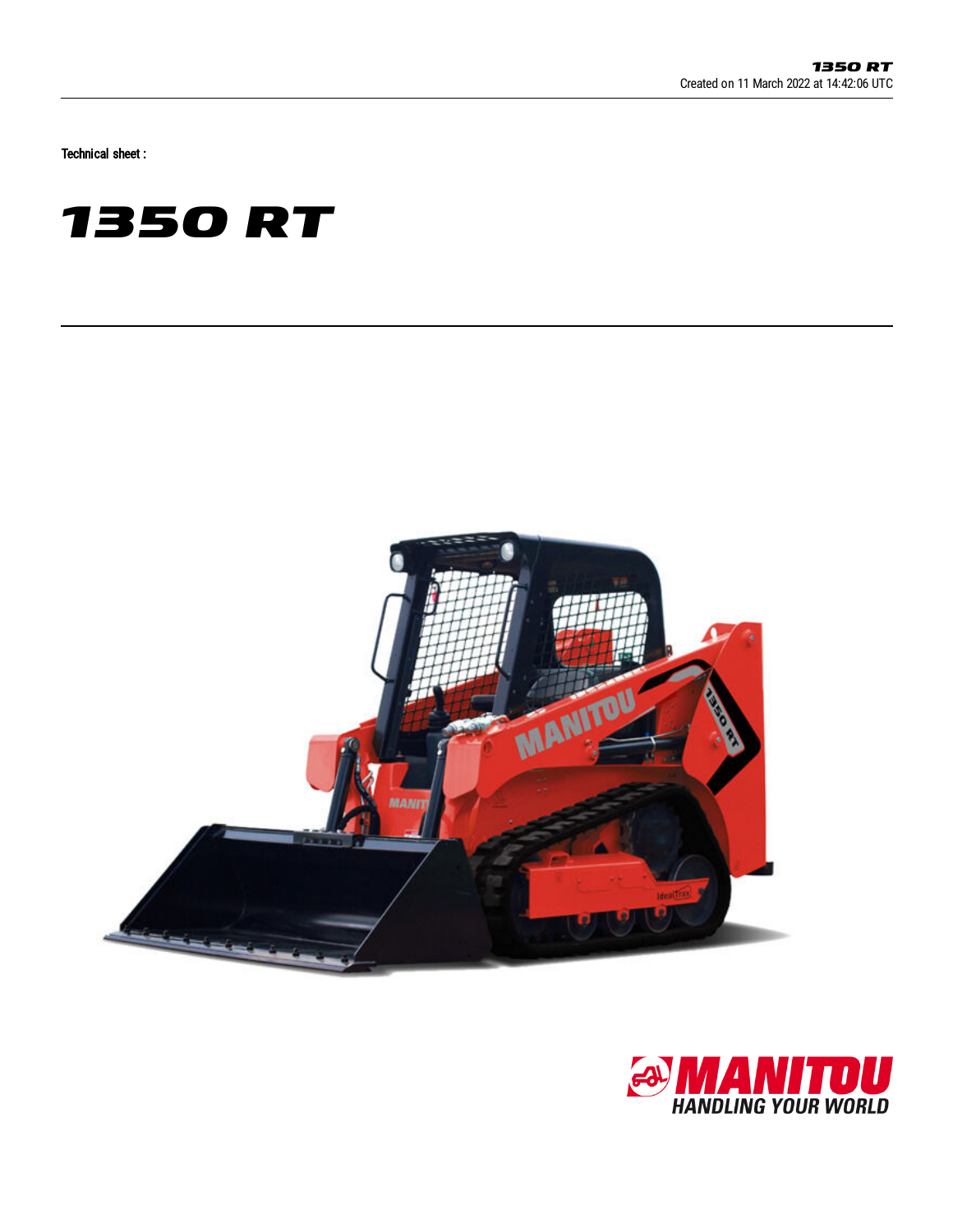Created on 11 March 2022 at 14:42:06 UTC

Technical sheet :

# 1350 RT

MANITOU
HANDLING YOUR WORLD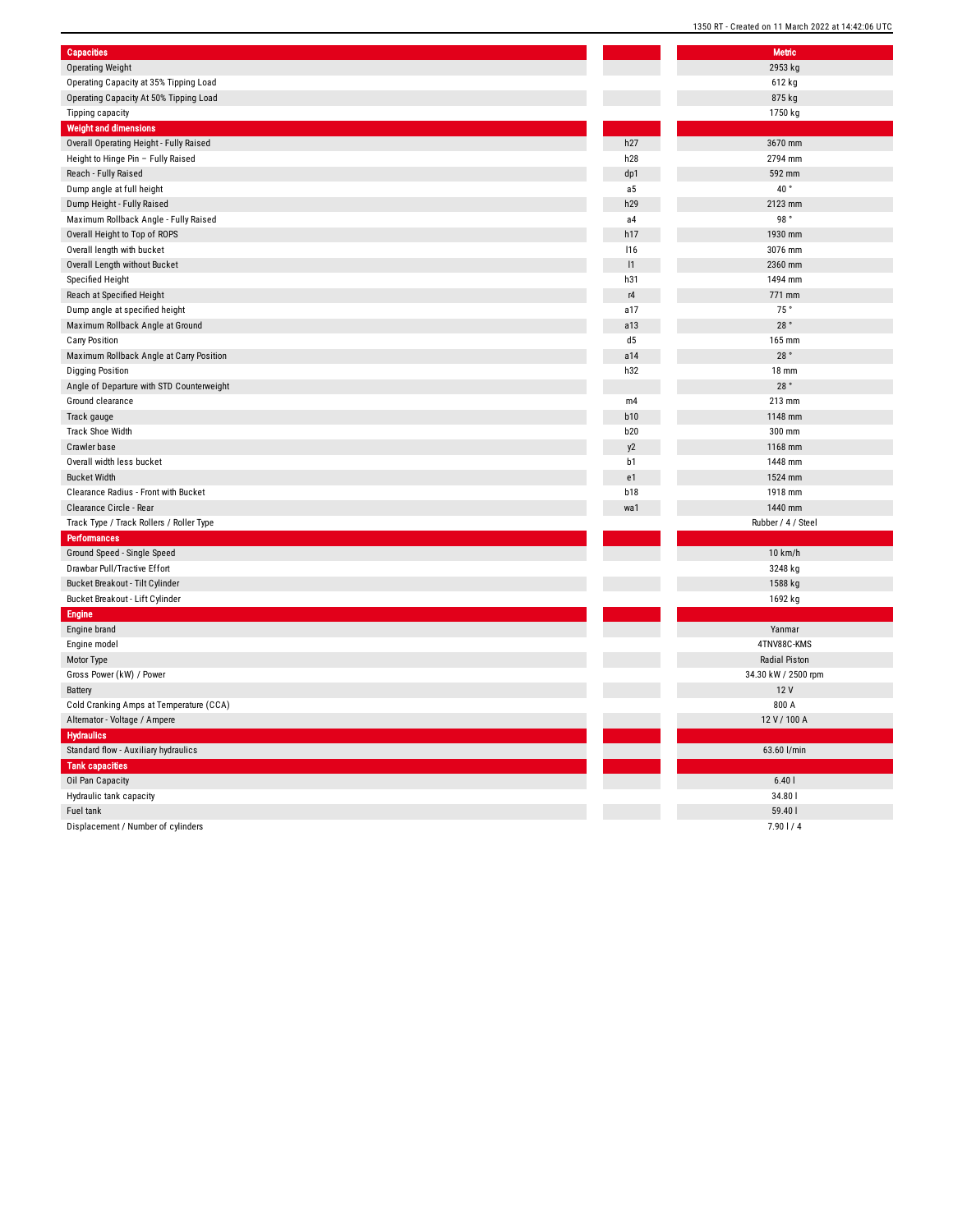| Capacities | | Metric |
|---|---|---|
| Operating Weight | | 2953 kg |
| Operating Capacity at 35% Tipping Load | | 612 kg |
| Operating Capacity At 50% Tipping Load | | 875 kg |
| Tipping capacity | | 1750 kg |
| **Weight and dimensions** | | |
| Overall Operating Height - Fully Raised | h27 | 3670 mm |
| Height to Hinge Pin – Fully Raised | h28 | 2794 mm |
| Reach - Fully Raised | dp1 | 592 mm |
| Dump angle at full height | a5 | 40 ° |
| Dump Height - Fully Raised | h29 | 2123 mm |
| Maximum Rollback Angle - Fully Raised | a4 | 98 ° |
| Overall Height to Top of ROPS | h17 | 1930 mm |
| Overall length with bucket | l16 | 3076 mm |
| Overall Length without Bucket | l1 | 2360 mm |
| Specified Height | h31 | 1494 mm |
| Reach at Specified Height | r4 | 771 mm |
| Dump angle at specified height | a17 | 75 ° |
| Maximum Rollback Angle at Ground | a13 | 28 ° |
| Carry Position | d5 | 165 mm |
| Maximum Rollback Angle at Carry Position | a14 | 28 ° |
| Digging Position | h32 | 18 mm |
| Angle of Departure with STD Counterweight | | 28 ° |
| Ground clearance | m4 | 213 mm |
| Track gauge | b10 | 1148 mm |
| Track Shoe Width | b20 | 300 mm |
| Crawler base | y2 | 1168 mm |
| Overall width less bucket | b1 | 1448 mm |
| Bucket Width | e1 | 1524 mm |
| Clearance Radius - Front with Bucket | b18 | 1918 mm |
| Clearance Circle - Rear | wa1 | 1440 mm |
| Track Type / Track Rollers / Roller Type | | Rubber / 4 / Steel |
| **Performances** | | |
| Ground Speed - Single Speed | | 10 km/h |
| Drawbar Pull/Tractive Effort | | 3248 kg |
| Bucket Breakout - Tilt Cylinder | | 1588 kg |
| Bucket Breakout - Lift Cylinder | | 1692 kg |
| **Engine** | | |
| Engine brand | | Yanmar |
| Engine model | | 4TNV88C-KMS |
| Motor Type | | Radial Piston |
| Gross Power (kW) / Power | | 34.30 kW / 2500 rpm |
| Battery | | 12 V |
| Cold Cranking Amps at Temperature (CCA) | | 800 A |
| Alternator - Voltage / Ampere | | 12 V / 100 A |
| **Hydraulics** | | |
| Standard flow - Auxiliary hydraulics | | 63.60 l/min |
| **Tank capacities** | | |
| Oil Pan Capacity | | 6.40 l |
| Hydraulic tank capacity | | 34.80 l |
| Fuel tank | | 59.40 l |
| Displacement / Number of cylinders | | 7.90 l / 4 |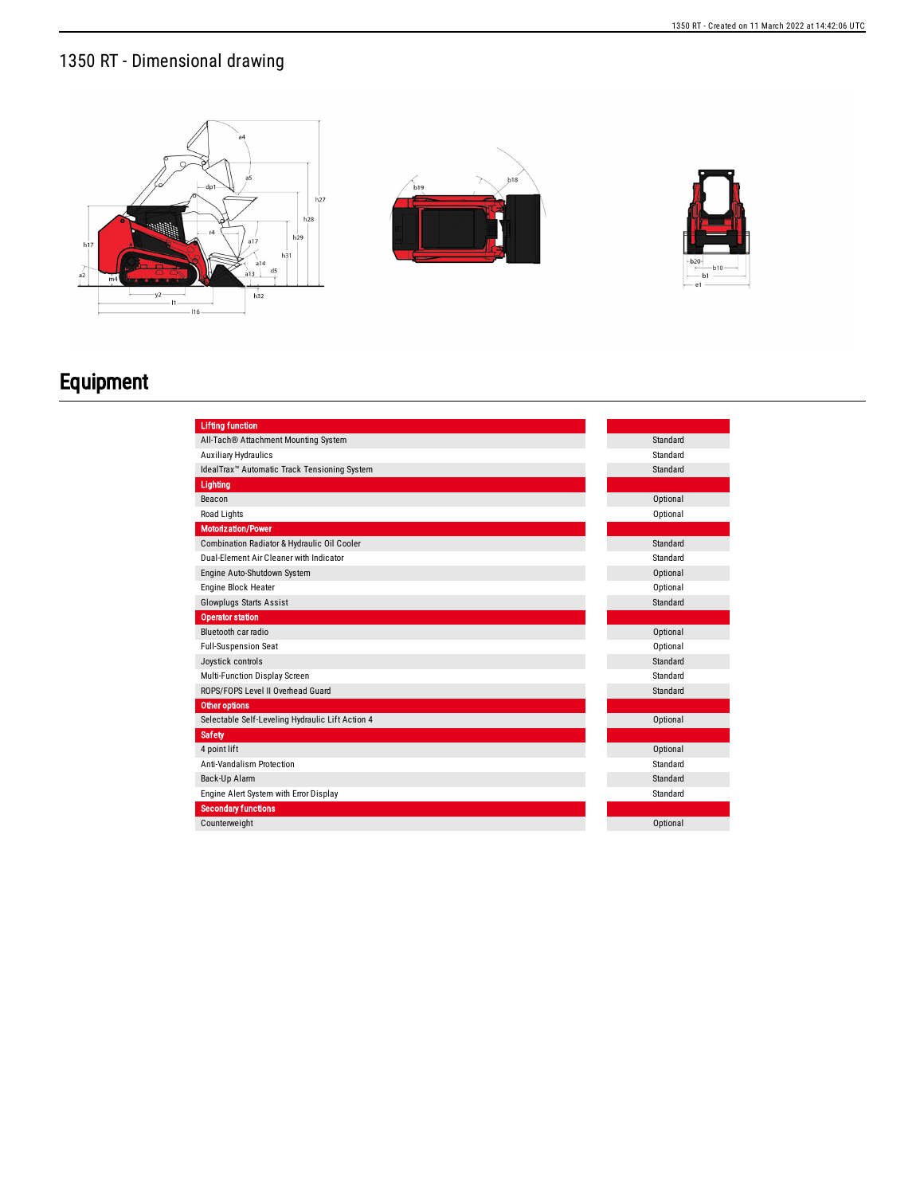# 1350 RT - Dimensional drawing

# Equipment

| Lifting function | |
|---|---|
| All-Tach® Attachment Mounting System | Standard |
| Auxiliary Hydraulics | Standard |
| IdealTrax™ Automatic Track Tensioning System | Standard |
| **Lighting** | |
| Beacon | Optional |
| Road Lights | Optional |
| **Motorization/Power** | |
| Combination Radiator & Hydraulic Oil Cooler | Standard |
| Dual-Element Air Cleaner with Indicator | Standard |
| Engine Auto-Shutdown System | Optional |
| Engine Block Heater | Optional |
| Glowplugs Starts Assist | Standard |
| **Operator station** | |
| Bluetooth car radio | Optional |
| Full-Suspension Seat | Optional |
| Joystick controls | Standard |
| Multi-Function Display Screen | Standard |
| ROPS/FOPS Level II Overhead Guard | Standard |
| **Other options** | |
| Selectable Self-Leveling Hydraulic Lift Action 4 | Optional |
| **Safety** | |
| 4 point lift | Optional |
| Anti-Vandalism Protection | Standard |
| Back-Up Alarm | Standard |
| Engine Alert System with Error Display | Standard |
| **Secondary functions** | |
| Counterweight | Optional |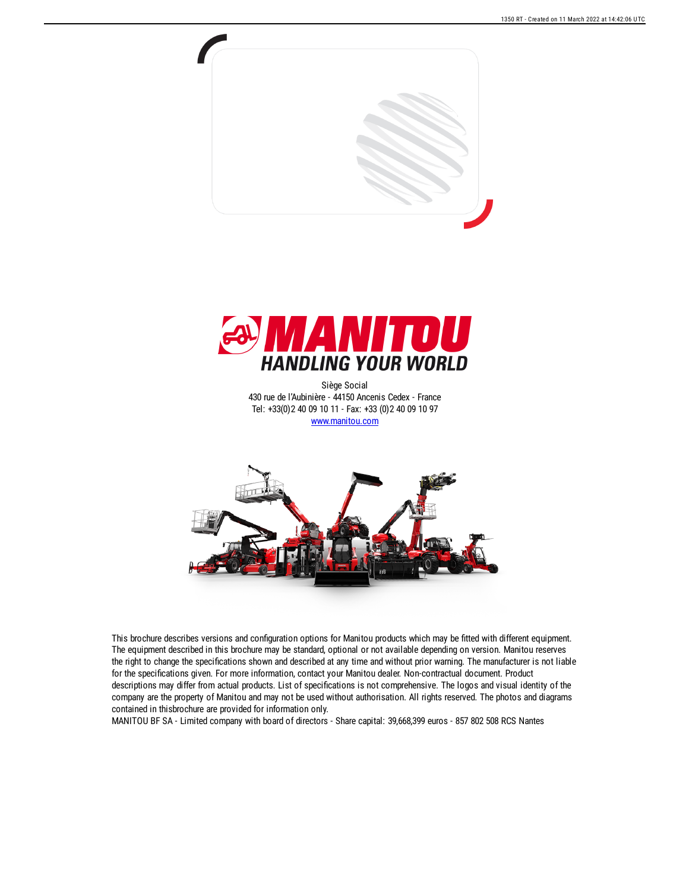Siège Social
430 rue de l'Aubinière - 44150 Ancenis Cedex - France
Tel: +33(0)2 40 09 10 11 - Fax: +33 (0)2 40 09 10 97
[www.manitou.com](http://www.manitou.com)

This brochure describes versions and configuration options for Manitou products which may be fitted with different equipment. The equipment described in this brochure may be standard, optional or not available depending on version. Manitou reserves the right to change the specifications shown and described at any time and without prior warning. The manufacturer is not liable for the specifications given. For more information, contact your Manitou dealer. Non-contractual document. Product descriptions may differ from actual products. List of specifications is not comprehensive. The logos and visual identity of the company are the property of Manitou and may not be used without authorisation. All rights reserved. The photos and diagrams contained in thisbrochure are provided for information only.
MANITOU BF SA - Limited company with board of directors - Share capital: 39,668,399 euros - 857 802 508 RCS Nantes